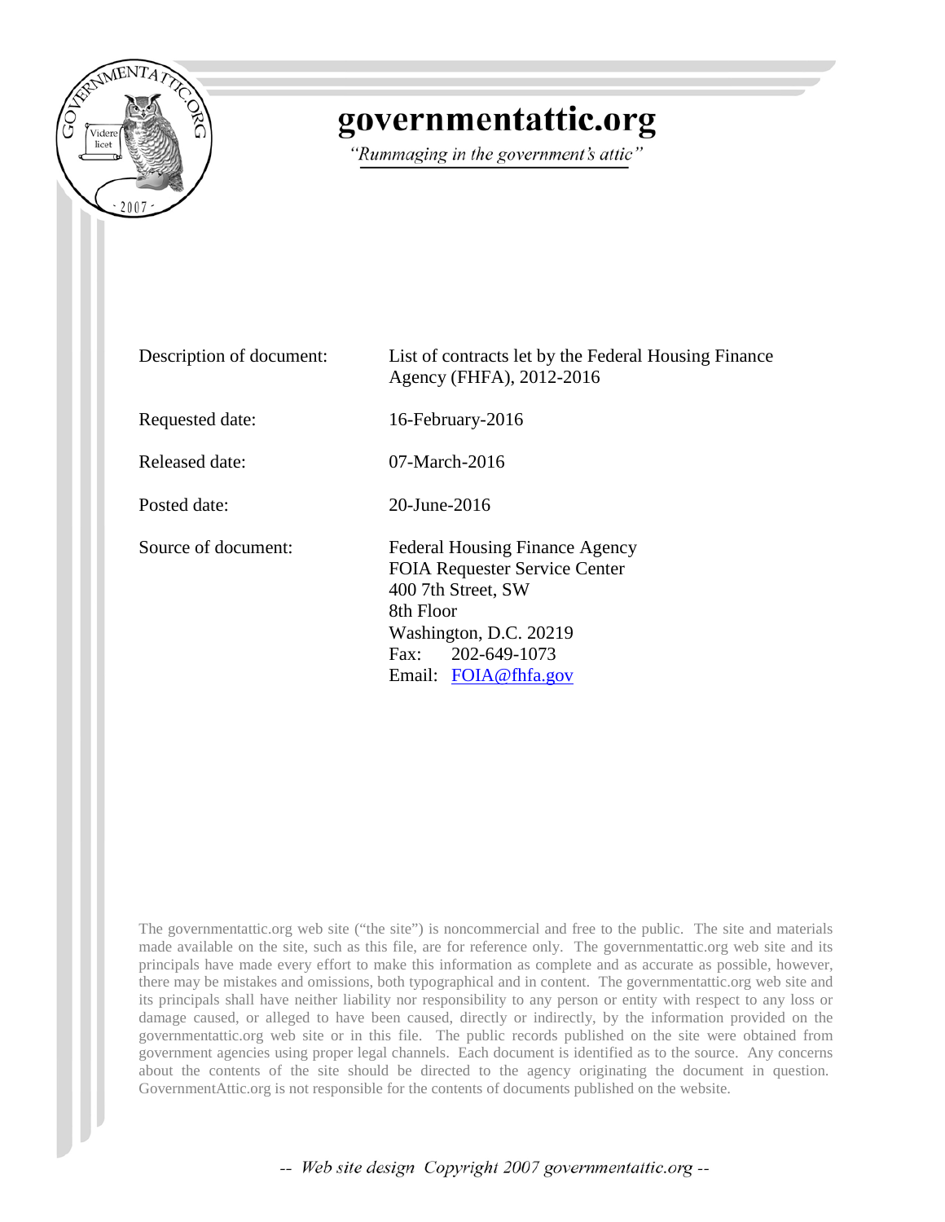# governmentattic.org

*"Rummaging in the government's attic"*

| | |
|---|---|
| Description of document: | List of contracts let by the Federal Housing Finance Agency (FHFA), 2012-2016 |
| Requested date: | 16-February-2016 |
| Released date: | 07-March-2016 |
| Posted date: | 20-June-2016 |
| Source of document: | Federal Housing Finance Agency<br>FOIA Requester Service Center<br>400 7th Street, SW<br>8th Floor<br>Washington, D.C. 20219<br>Fax: 202-649-1073<br>Email: FOIA@fhfa.gov |

The governmentattic.org web site ("the site") is noncommercial and free to the public. The site and materials made available on the site, such as this file, are for reference only. The governmentattic.org web site and its principals have made every effort to make this information as complete and as accurate as possible, however, there may be mistakes and omissions, both typographical and in content. The governmentattic.org web site and its principals shall have neither liability nor responsibility to any person or entity with respect to any loss or damage caused, or alleged to have been caused, directly or indirectly, by the information provided on the governmentattic.org web site or in this file. The public records published on the site were obtained from government agencies using proper legal channels. Each document is identified as to the source. Any concerns about the contents of the site should be directed to the agency originating the document in question. GovernmentAttic.org is not responsible for the contents of documents published on the website.

-- Web site design Copyright 2007 governmentattic.org --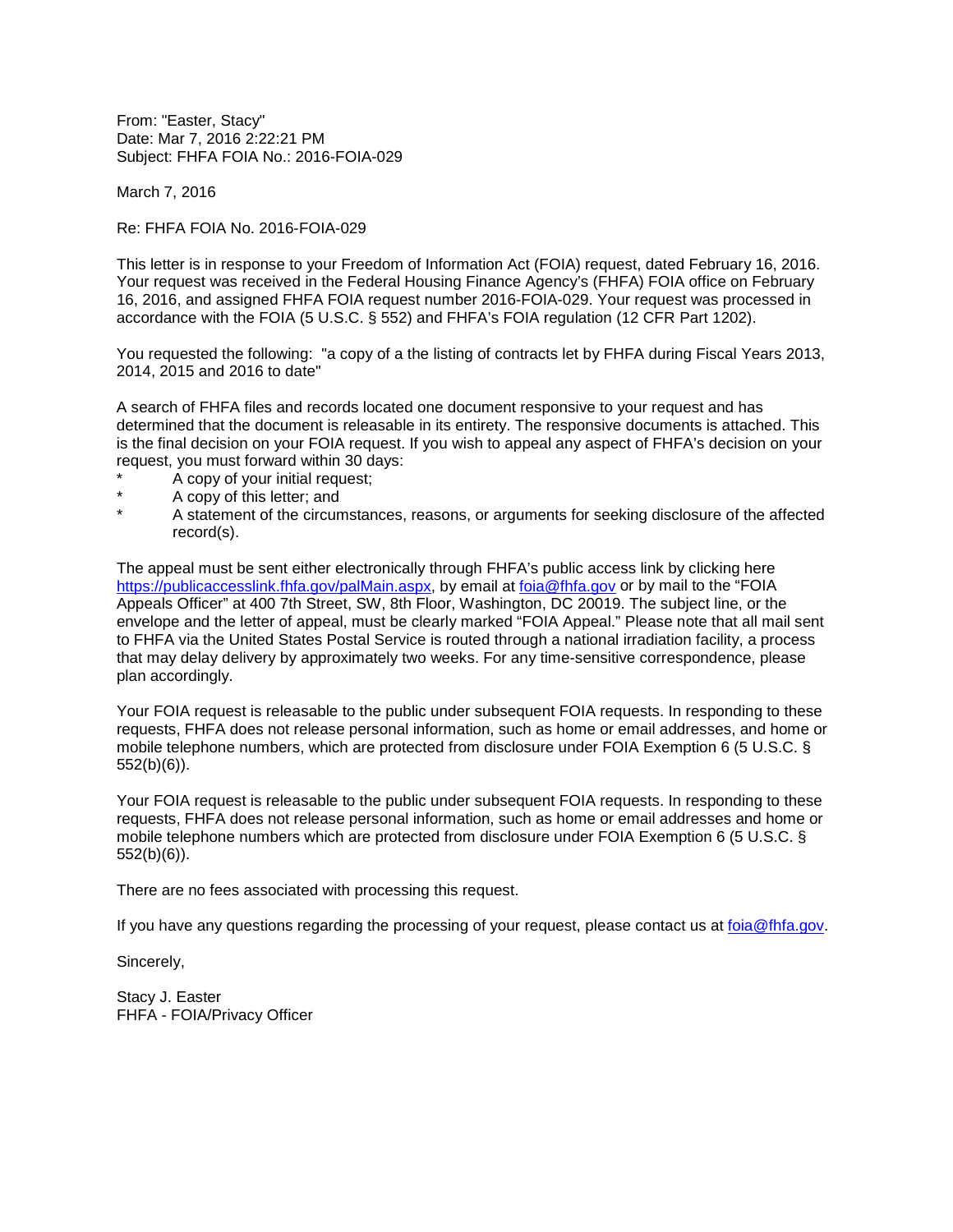From: "Easter, Stacy"
Date: Mar 7, 2016 2:22:21 PM
Subject: FHFA FOIA No.: 2016-FOIA-029

March 7, 2016

Re: FHFA FOIA No. 2016-FOIA-029

This letter is in response to your Freedom of Information Act (FOIA) request, dated February 16, 2016. Your request was received in the Federal Housing Finance Agency's (FHFA) FOIA office on February 16, 2016, and assigned FHFA FOIA request number 2016-FOIA-029. Your request was processed in accordance with the FOIA (5 U.S.C. § 552) and FHFA's FOIA regulation (12 CFR Part 1202).

You requested the following: "a copy of a the listing of contracts let by FHFA during Fiscal Years 2013, 2014, 2015 and 2016 to date"

A search of FHFA files and records located one document responsive to your request and has determined that the document is releasable in its entirety. The responsive documents is attached. This is the final decision on your FOIA request. If you wish to appeal any aspect of FHFA's decision on your request, you must forward within 30 days:

* A copy of your initial request;
* A copy of this letter; and
* A statement of the circumstances, reasons, or arguments for seeking disclosure of the affected record(s).

The appeal must be sent either electronically through FHFA's public access link by clicking here https://publicaccesslink.fhfa.gov/palMain.aspx, by email at foia@fhfa.gov or by mail to the "FOIA Appeals Officer" at 400 7th Street, SW, 8th Floor, Washington, DC 20019. The subject line, or the envelope and the letter of appeal, must be clearly marked "FOIA Appeal." Please note that all mail sent to FHFA via the United States Postal Service is routed through a national irradiation facility, a process that may delay delivery by approximately two weeks. For any time-sensitive correspondence, please plan accordingly.

Your FOIA request is releasable to the public under subsequent FOIA requests. In responding to these requests, FHFA does not release personal information, such as home or email addresses, and home or mobile telephone numbers, which are protected from disclosure under FOIA Exemption 6 (5 U.S.C. § 552(b)(6)).

Your FOIA request is releasable to the public under subsequent FOIA requests. In responding to these requests, FHFA does not release personal information, such as home or email addresses and home or mobile telephone numbers which are protected from disclosure under FOIA Exemption 6 (5 U.S.C. § 552(b)(6)).

There are no fees associated with processing this request.

If you have any questions regarding the processing of your request, please contact us at foia@fhfa.gov.

Sincerely,

Stacy J. Easter
FHFA - FOIA/Privacy Officer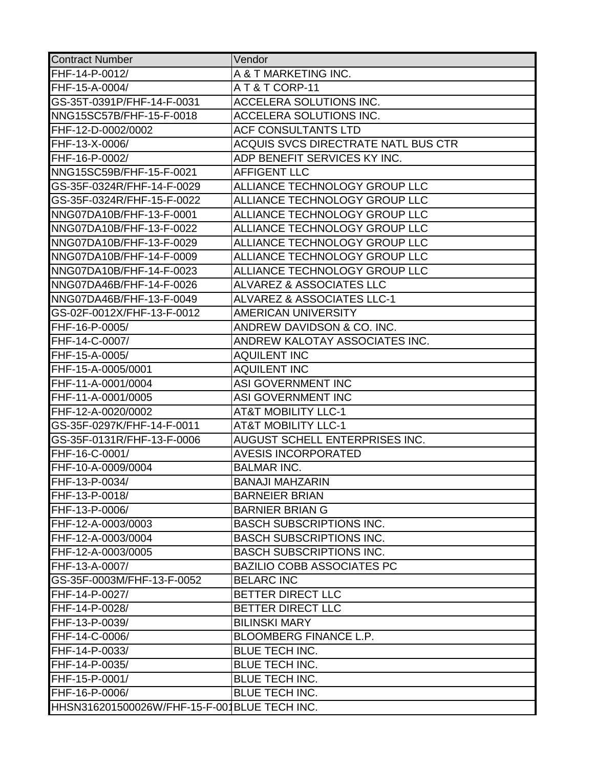| Contract Number | Vendor |
| --- | --- |
| FHF-14-P-0012/ | A & T MARKETING INC. |
| FHF-15-A-0004/ | A T & T CORP-11 |
| GS-35T-0391P/FHF-14-F-0031 | ACCELERA SOLUTIONS INC. |
| NNG15SC57B/FHF-15-F-0018 | ACCELERA SOLUTIONS INC. |
| FHF-12-D-0002/0002 | ACF CONSULTANTS LTD |
| FHF-13-X-0006/ | ACQUIS SVCS DIRECTRATE NATL BUS CTR |
| FHF-16-P-0002/ | ADP BENEFIT SERVICES KY INC. |
| NNG15SC59B/FHF-15-F-0021 | AFFIGENT LLC |
| GS-35F-0324R/FHF-14-F-0029 | ALLIANCE TECHNOLOGY GROUP LLC |
| GS-35F-0324R/FHF-15-F-0022 | ALLIANCE TECHNOLOGY GROUP LLC |
| NNG07DA10B/FHF-13-F-0001 | ALLIANCE TECHNOLOGY GROUP LLC |
| NNG07DA10B/FHF-13-F-0022 | ALLIANCE TECHNOLOGY GROUP LLC |
| NNG07DA10B/FHF-13-F-0029 | ALLIANCE TECHNOLOGY GROUP LLC |
| NNG07DA10B/FHF-14-F-0009 | ALLIANCE TECHNOLOGY GROUP LLC |
| NNG07DA10B/FHF-14-F-0023 | ALLIANCE TECHNOLOGY GROUP LLC |
| NNG07DA46B/FHF-14-F-0026 | ALVAREZ & ASSOCIATES LLC |
| NNG07DA46B/FHF-13-F-0049 | ALVAREZ & ASSOCIATES LLC-1 |
| GS-02F-0012X/FHF-13-F-0012 | AMERICAN UNIVERSITY |
| FHF-16-P-0005/ | ANDREW DAVIDSON & CO. INC. |
| FHF-14-C-0007/ | ANDREW KALOTAY ASSOCIATES INC. |
| FHF-15-A-0005/ | AQUILENT INC |
| FHF-15-A-0005/0001 | AQUILENT INC |
| FHF-11-A-0001/0004 | ASI GOVERNMENT INC |
| FHF-11-A-0001/0005 | ASI GOVERNMENT INC |
| FHF-12-A-0020/0002 | AT&T MOBILITY LLC-1 |
| GS-35F-0297K/FHF-14-F-0011 | AT&T MOBILITY LLC-1 |
| GS-35F-0131R/FHF-13-F-0006 | AUGUST SCHELL ENTERPRISES INC. |
| FHF-16-C-0001/ | AVESIS INCORPORATED |
| FHF-10-A-0009/0004 | BALMAR INC. |
| FHF-13-P-0034/ | BANAJI MAHZARIN |
| FHF-13-P-0018/ | BARNEIER BRIAN |
| FHF-13-P-0006/ | BARNIER BRIAN G |
| FHF-12-A-0003/0003 | BASCH SUBSCRIPTIONS INC. |
| FHF-12-A-0003/0004 | BASCH SUBSCRIPTIONS INC. |
| FHF-12-A-0003/0005 | BASCH SUBSCRIPTIONS INC. |
| FHF-13-A-0007/ | BAZILIO COBB ASSOCIATES PC |
| GS-35F-0003M/FHF-13-F-0052 | BELARC INC |
| FHF-14-P-0027/ | BETTER DIRECT LLC |
| FHF-14-P-0028/ | BETTER DIRECT LLC |
| FHF-13-P-0039/ | BILINSKI MARY |
| FHF-14-C-0006/ | BLOOMBERG FINANCE L.P. |
| FHF-14-P-0033/ | BLUE TECH INC. |
| FHF-14-P-0035/ | BLUE TECH INC. |
| FHF-15-P-0001/ | BLUE TECH INC. |
| FHF-16-P-0006/ | BLUE TECH INC. |
| HHSN316201500026W/FHF-15-F-001 | BLUE TECH INC. |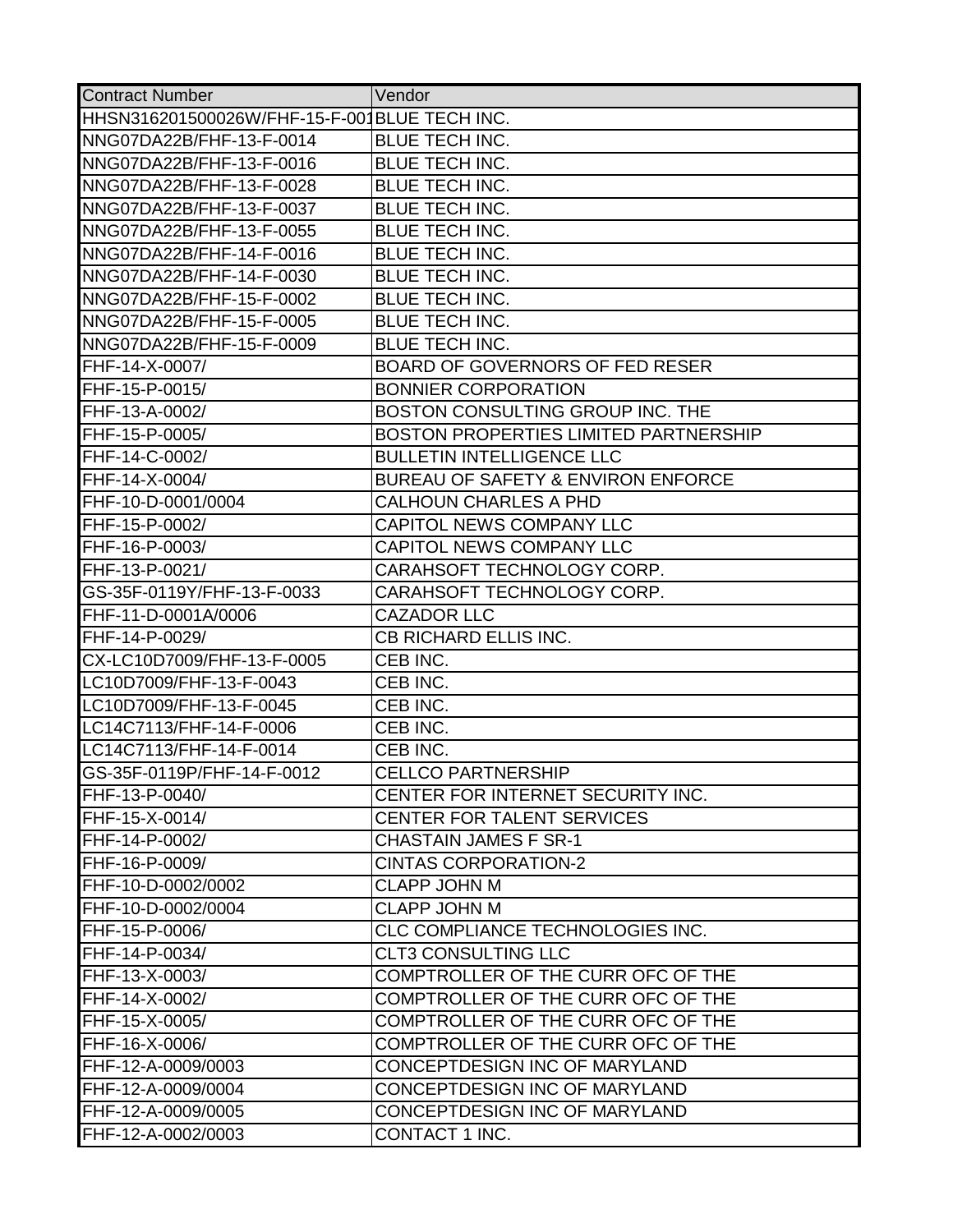| Contract Number | Vendor |
|---|---|
| HHSN316201500026W/FHF-15-F-001 | BLUE TECH INC. |
| NNG07DA22B/FHF-13-F-0014 | BLUE TECH INC. |
| NNG07DA22B/FHF-13-F-0016 | BLUE TECH INC. |
| NNG07DA22B/FHF-13-F-0028 | BLUE TECH INC. |
| NNG07DA22B/FHF-13-F-0037 | BLUE TECH INC. |
| NNG07DA22B/FHF-13-F-0055 | BLUE TECH INC. |
| NNG07DA22B/FHF-14-F-0016 | BLUE TECH INC. |
| NNG07DA22B/FHF-14-F-0030 | BLUE TECH INC. |
| NNG07DA22B/FHF-15-F-0002 | BLUE TECH INC. |
| NNG07DA22B/FHF-15-F-0005 | BLUE TECH INC. |
| NNG07DA22B/FHF-15-F-0009 | BLUE TECH INC. |
| FHF-14-X-0007/ | BOARD OF GOVERNORS OF FED RESER |
| FHF-15-P-0015/ | BONNIER CORPORATION |
| FHF-13-A-0002/ | BOSTON CONSULTING GROUP INC. THE |
| FHF-15-P-0005/ | BOSTON PROPERTIES LIMITED PARTNERSHIP |
| FHF-14-C-0002/ | BULLETIN INTELLIGENCE LLC |
| FHF-14-X-0004/ | BUREAU OF SAFETY & ENVIRON ENFORCE |
| FHF-10-D-0001/0004 | CALHOUN CHARLES A PHD |
| FHF-15-P-0002/ | CAPITOL NEWS COMPANY LLC |
| FHF-16-P-0003/ | CAPITOL NEWS COMPANY LLC |
| FHF-13-P-0021/ | CARAHSOFT TECHNOLOGY CORP. |
| GS-35F-0119Y/FHF-13-F-0033 | CARAHSOFT TECHNOLOGY CORP. |
| FHF-11-D-0001A/0006 | CAZADOR LLC |
| FHF-14-P-0029/ | CB RICHARD ELLIS INC. |
| CX-LC10D7009/FHF-13-F-0005 | CEB INC. |
| LC10D7009/FHF-13-F-0043 | CEB INC. |
| LC10D7009/FHF-13-F-0045 | CEB INC. |
| LC14C7113/FHF-14-F-0006 | CEB INC. |
| LC14C7113/FHF-14-F-0014 | CEB INC. |
| GS-35F-0119P/FHF-14-F-0012 | CELLCO PARTNERSHIP |
| FHF-13-P-0040/ | CENTER FOR INTERNET SECURITY INC. |
| FHF-15-X-0014/ | CENTER FOR TALENT SERVICES |
| FHF-14-P-0002/ | CHASTAIN JAMES F SR-1 |
| FHF-16-P-0009/ | CINTAS CORPORATION-2 |
| FHF-10-D-0002/0002 | CLAPP JOHN M |
| FHF-10-D-0002/0004 | CLAPP JOHN M |
| FHF-15-P-0006/ | CLC COMPLIANCE TECHNOLOGIES INC. |
| FHF-14-P-0034/ | CLT3 CONSULTING LLC |
| FHF-13-X-0003/ | COMPTROLLER OF THE CURR OFC OF THE |
| FHF-14-X-0002/ | COMPTROLLER OF THE CURR OFC OF THE |
| FHF-15-X-0005/ | COMPTROLLER OF THE CURR OFC OF THE |
| FHF-16-X-0006/ | COMPTROLLER OF THE CURR OFC OF THE |
| FHF-12-A-0009/0003 | CONCEPTDESIGN INC OF MARYLAND |
| FHF-12-A-0009/0004 | CONCEPTDESIGN INC OF MARYLAND |
| FHF-12-A-0009/0005 | CONCEPTDESIGN INC OF MARYLAND |
| FHF-12-A-0002/0003 | CONTACT 1 INC. |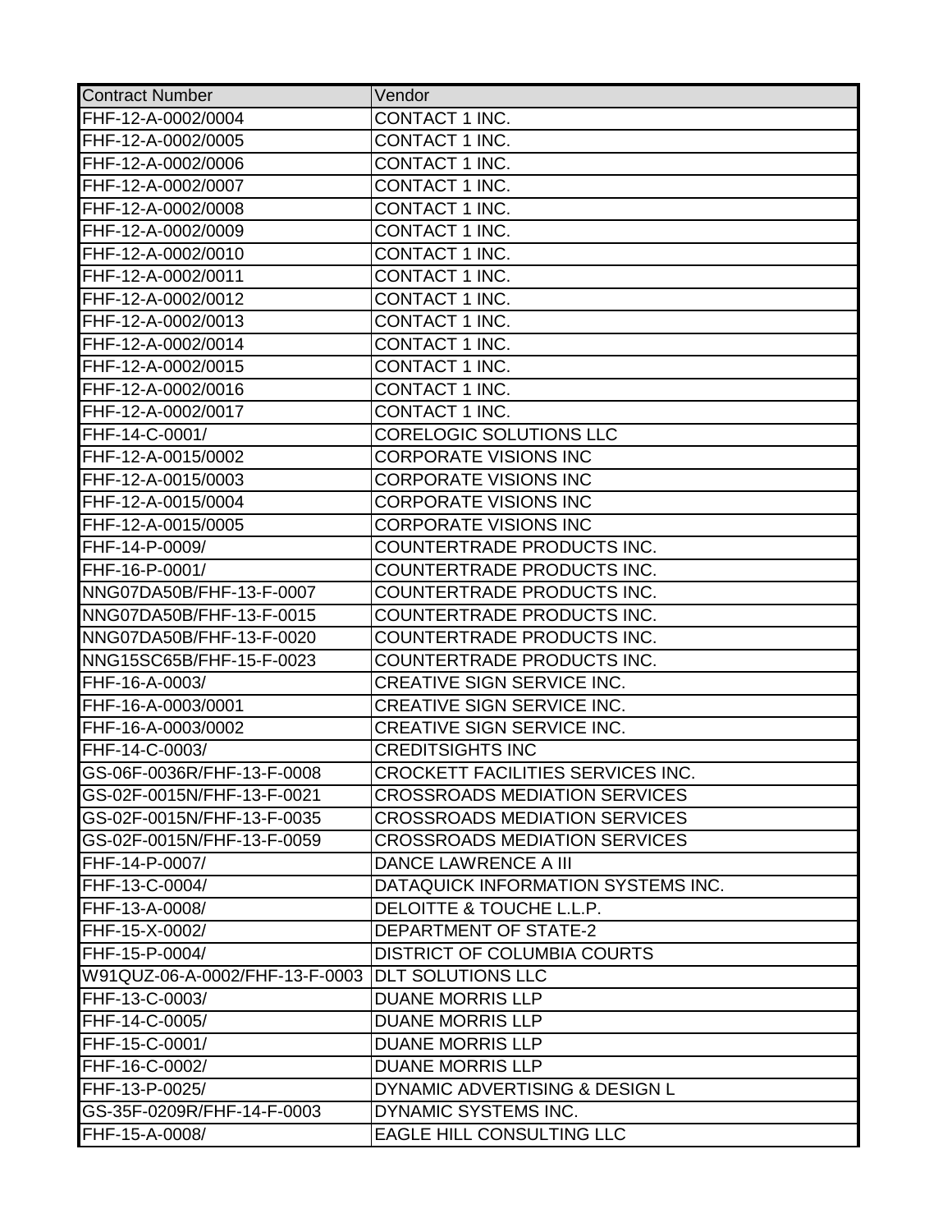| Contract Number | Vendor |
|---|---|
| FHF-12-A-0002/0004 | CONTACT 1 INC. |
| FHF-12-A-0002/0005 | CONTACT 1 INC. |
| FHF-12-A-0002/0006 | CONTACT 1 INC. |
| FHF-12-A-0002/0007 | CONTACT 1 INC. |
| FHF-12-A-0002/0008 | CONTACT 1 INC. |
| FHF-12-A-0002/0009 | CONTACT 1 INC. |
| FHF-12-A-0002/0010 | CONTACT 1 INC. |
| FHF-12-A-0002/0011 | CONTACT 1 INC. |
| FHF-12-A-0002/0012 | CONTACT 1 INC. |
| FHF-12-A-0002/0013 | CONTACT 1 INC. |
| FHF-12-A-0002/0014 | CONTACT 1 INC. |
| FHF-12-A-0002/0015 | CONTACT 1 INC. |
| FHF-12-A-0002/0016 | CONTACT 1 INC. |
| FHF-12-A-0002/0017 | CONTACT 1 INC. |
| FHF-14-C-0001/ | CORELOGIC SOLUTIONS LLC |
| FHF-12-A-0015/0002 | CORPORATE VISIONS INC |
| FHF-12-A-0015/0003 | CORPORATE VISIONS INC |
| FHF-12-A-0015/0004 | CORPORATE VISIONS INC |
| FHF-12-A-0015/0005 | CORPORATE VISIONS INC |
| FHF-14-P-0009/ | COUNTERTRADE PRODUCTS INC. |
| FHF-16-P-0001/ | COUNTERTRADE PRODUCTS INC. |
| NNG07DA50B/FHF-13-F-0007 | COUNTERTRADE PRODUCTS INC. |
| NNG07DA50B/FHF-13-F-0015 | COUNTERTRADE PRODUCTS INC. |
| NNG07DA50B/FHF-13-F-0020 | COUNTERTRADE PRODUCTS INC. |
| NNG15SC65B/FHF-15-F-0023 | COUNTERTRADE PRODUCTS INC. |
| FHF-16-A-0003/ | CREATIVE SIGN SERVICE INC. |
| FHF-16-A-0003/0001 | CREATIVE SIGN SERVICE INC. |
| FHF-16-A-0003/0002 | CREATIVE SIGN SERVICE INC. |
| FHF-14-C-0003/ | CREDITSIGHTS INC |
| GS-06F-0036R/FHF-13-F-0008 | CROCKETT FACILITIES SERVICES INC. |
| GS-02F-0015N/FHF-13-F-0021 | CROSSROADS MEDIATION SERVICES |
| GS-02F-0015N/FHF-13-F-0035 | CROSSROADS MEDIATION SERVICES |
| GS-02F-0015N/FHF-13-F-0059 | CROSSROADS MEDIATION SERVICES |
| FHF-14-P-0007/ | DANCE LAWRENCE A III |
| FHF-13-C-0004/ | DATAQUICK INFORMATION SYSTEMS INC. |
| FHF-13-A-0008/ | DELOITTE & TOUCHE L.L.P. |
| FHF-15-X-0002/ | DEPARTMENT OF STATE-2 |
| FHF-15-P-0004/ | DISTRICT OF COLUMBIA COURTS |
| W91QUZ-06-A-0002/FHF-13-F-0003 | DLT SOLUTIONS LLC |
| FHF-13-C-0003/ | DUANE MORRIS LLP |
| FHF-14-C-0005/ | DUANE MORRIS LLP |
| FHF-15-C-0001/ | DUANE MORRIS LLP |
| FHF-16-C-0002/ | DUANE MORRIS LLP |
| FHF-13-P-0025/ | DYNAMIC ADVERTISING & DESIGN L |
| GS-35F-0209R/FHF-14-F-0003 | DYNAMIC SYSTEMS INC. |
| FHF-15-A-0008/ | EAGLE HILL CONSULTING LLC |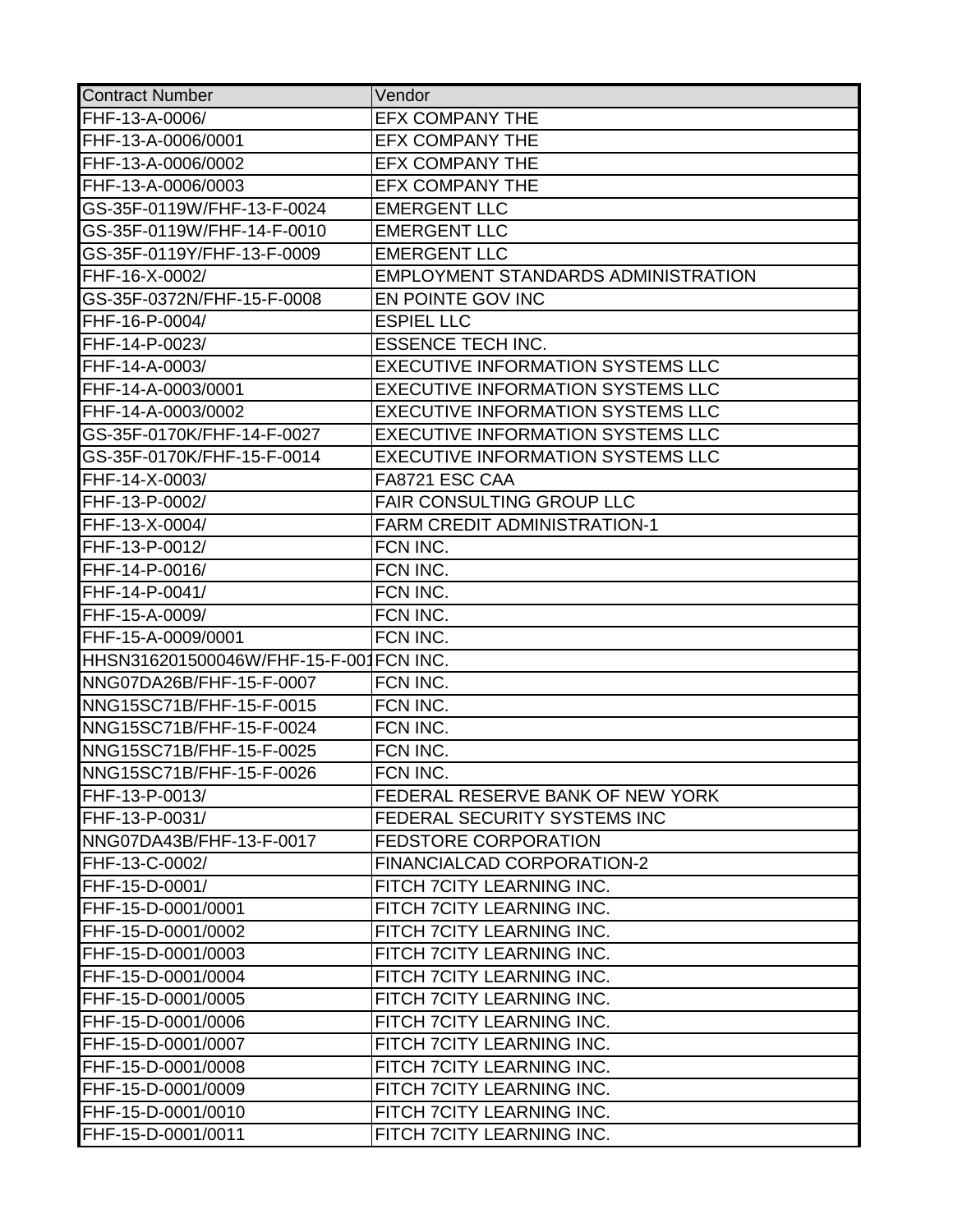| Contract Number | Vendor |
|---|---|
| FHF-13-A-0006/ | EFX COMPANY THE |
| FHF-13-A-0006/0001 | EFX COMPANY THE |
| FHF-13-A-0006/0002 | EFX COMPANY THE |
| FHF-13-A-0006/0003 | EFX COMPANY THE |
| GS-35F-0119W/FHF-13-F-0024 | EMERGENT LLC |
| GS-35F-0119W/FHF-14-F-0010 | EMERGENT LLC |
| GS-35F-0119Y/FHF-13-F-0009 | EMERGENT LLC |
| FHF-16-X-0002/ | EMPLOYMENT STANDARDS ADMINISTRATION |
| GS-35F-0372N/FHF-15-F-0008 | EN POINTE GOV INC |
| FHF-16-P-0004/ | ESPIEL LLC |
| FHF-14-P-0023/ | ESSENCE TECH INC. |
| FHF-14-A-0003/ | EXECUTIVE INFORMATION SYSTEMS LLC |
| FHF-14-A-0003/0001 | EXECUTIVE INFORMATION SYSTEMS LLC |
| FHF-14-A-0003/0002 | EXECUTIVE INFORMATION SYSTEMS LLC |
| GS-35F-0170K/FHF-14-F-0027 | EXECUTIVE INFORMATION SYSTEMS LLC |
| GS-35F-0170K/FHF-15-F-0014 | EXECUTIVE INFORMATION SYSTEMS LLC |
| FHF-14-X-0003/ | FA8721 ESC CAA |
| FHF-13-P-0002/ | FAIR CONSULTING GROUP LLC |
| FHF-13-X-0004/ | FARM CREDIT ADMINISTRATION-1 |
| FHF-13-P-0012/ | FCN INC. |
| FHF-14-P-0016/ | FCN INC. |
| FHF-14-P-0041/ | FCN INC. |
| FHF-15-A-0009/ | FCN INC. |
| FHF-15-A-0009/0001 | FCN INC. |
| HHSN316201500046W/FHF-15-F-001 | FCN INC. |
| NNG07DA26B/FHF-15-F-0007 | FCN INC. |
| NNG15SC71B/FHF-15-F-0015 | FCN INC. |
| NNG15SC71B/FHF-15-F-0024 | FCN INC. |
| NNG15SC71B/FHF-15-F-0025 | FCN INC. |
| NNG15SC71B/FHF-15-F-0026 | FCN INC. |
| FHF-13-P-0013/ | FEDERAL RESERVE BANK OF NEW YORK |
| FHF-13-P-0031/ | FEDERAL SECURITY SYSTEMS INC |
| NNG07DA43B/FHF-13-F-0017 | FEDSTORE CORPORATION |
| FHF-13-C-0002/ | FINANCIALCAD CORPORATION-2 |
| FHF-15-D-0001/ | FITCH 7CITY LEARNING INC. |
| FHF-15-D-0001/0001 | FITCH 7CITY LEARNING INC. |
| FHF-15-D-0001/0002 | FITCH 7CITY LEARNING INC. |
| FHF-15-D-0001/0003 | FITCH 7CITY LEARNING INC. |
| FHF-15-D-0001/0004 | FITCH 7CITY LEARNING INC. |
| FHF-15-D-0001/0005 | FITCH 7CITY LEARNING INC. |
| FHF-15-D-0001/0006 | FITCH 7CITY LEARNING INC. |
| FHF-15-D-0001/0007 | FITCH 7CITY LEARNING INC. |
| FHF-15-D-0001/0008 | FITCH 7CITY LEARNING INC. |
| FHF-15-D-0001/0009 | FITCH 7CITY LEARNING INC. |
| FHF-15-D-0001/0010 | FITCH 7CITY LEARNING INC. |
| FHF-15-D-0001/0011 | FITCH 7CITY LEARNING INC. |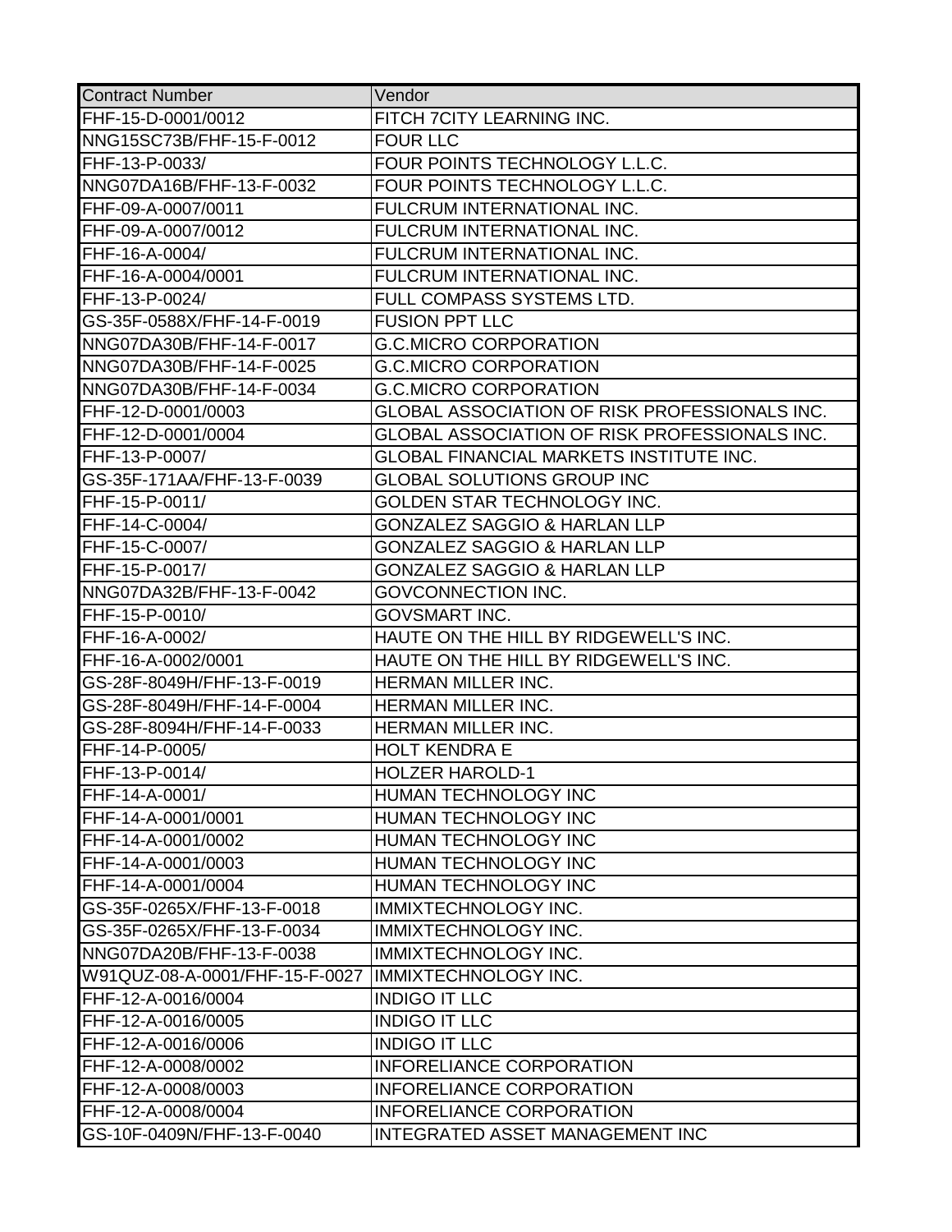| Contract Number | Vendor |
| --- | --- |
| FHF-15-D-0001/0012 | FITCH 7CITY LEARNING INC. |
| NNG15SC73B/FHF-15-F-0012 | FOUR LLC |
| FHF-13-P-0033/ | FOUR POINTS TECHNOLOGY L.L.C. |
| NNG07DA16B/FHF-13-F-0032 | FOUR POINTS TECHNOLOGY L.L.C. |
| FHF-09-A-0007/0011 | FULCRUM INTERNATIONAL INC. |
| FHF-09-A-0007/0012 | FULCRUM INTERNATIONAL INC. |
| FHF-16-A-0004/ | FULCRUM INTERNATIONAL INC. |
| FHF-16-A-0004/0001 | FULCRUM INTERNATIONAL INC. |
| FHF-13-P-0024/ | FULL COMPASS SYSTEMS LTD. |
| GS-35F-0588X/FHF-14-F-0019 | FUSION PPT LLC |
| NNG07DA30B/FHF-14-F-0017 | G.C.MICRO CORPORATION |
| NNG07DA30B/FHF-14-F-0025 | G.C.MICRO CORPORATION |
| NNG07DA30B/FHF-14-F-0034 | G.C.MICRO CORPORATION |
| FHF-12-D-0001/0003 | GLOBAL ASSOCIATION OF RISK PROFESSIONALS INC. |
| FHF-12-D-0001/0004 | GLOBAL ASSOCIATION OF RISK PROFESSIONALS INC. |
| FHF-13-P-0007/ | GLOBAL FINANCIAL MARKETS INSTITUTE INC. |
| GS-35F-171AA/FHF-13-F-0039 | GLOBAL SOLUTIONS GROUP INC |
| FHF-15-P-0011/ | GOLDEN STAR TECHNOLOGY INC. |
| FHF-14-C-0004/ | GONZALEZ SAGGIO & HARLAN LLP |
| FHF-15-C-0007/ | GONZALEZ SAGGIO & HARLAN LLP |
| FHF-15-P-0017/ | GONZALEZ SAGGIO & HARLAN LLP |
| NNG07DA32B/FHF-13-F-0042 | GOVCONNECTION INC. |
| FHF-15-P-0010/ | GOVSMART INC. |
| FHF-16-A-0002/ | HAUTE ON THE HILL BY RIDGEWELL'S INC. |
| FHF-16-A-0002/0001 | HAUTE ON THE HILL BY RIDGEWELL'S INC. |
| GS-28F-8049H/FHF-13-F-0019 | HERMAN MILLER INC. |
| GS-28F-8049H/FHF-14-F-0004 | HERMAN MILLER INC. |
| GS-28F-8094H/FHF-14-F-0033 | HERMAN MILLER INC. |
| FHF-14-P-0005/ | HOLT KENDRA E |
| FHF-13-P-0014/ | HOLZER HAROLD-1 |
| FHF-14-A-0001/ | HUMAN TECHNOLOGY INC |
| FHF-14-A-0001/0001 | HUMAN TECHNOLOGY INC |
| FHF-14-A-0001/0002 | HUMAN TECHNOLOGY INC |
| FHF-14-A-0001/0003 | HUMAN TECHNOLOGY INC |
| FHF-14-A-0001/0004 | HUMAN TECHNOLOGY INC |
| GS-35F-0265X/FHF-13-F-0018 | IMMIXTECHNOLOGY INC. |
| GS-35F-0265X/FHF-13-F-0034 | IMMIXTECHNOLOGY INC. |
| NNG07DA20B/FHF-13-F-0038 | IMMIXTECHNOLOGY INC. |
| W91QUZ-08-A-0001/FHF-15-F-0027 | IMMIXTECHNOLOGY INC. |
| FHF-12-A-0016/0004 | INDIGO IT LLC |
| FHF-12-A-0016/0005 | INDIGO IT LLC |
| FHF-12-A-0016/0006 | INDIGO IT LLC |
| FHF-12-A-0008/0002 | INFORELIANCE CORPORATION |
| FHF-12-A-0008/0003 | INFORELIANCE CORPORATION |
| FHF-12-A-0008/0004 | INFORELIANCE CORPORATION |
| GS-10F-0409N/FHF-13-F-0040 | INTEGRATED ASSET MANAGEMENT INC |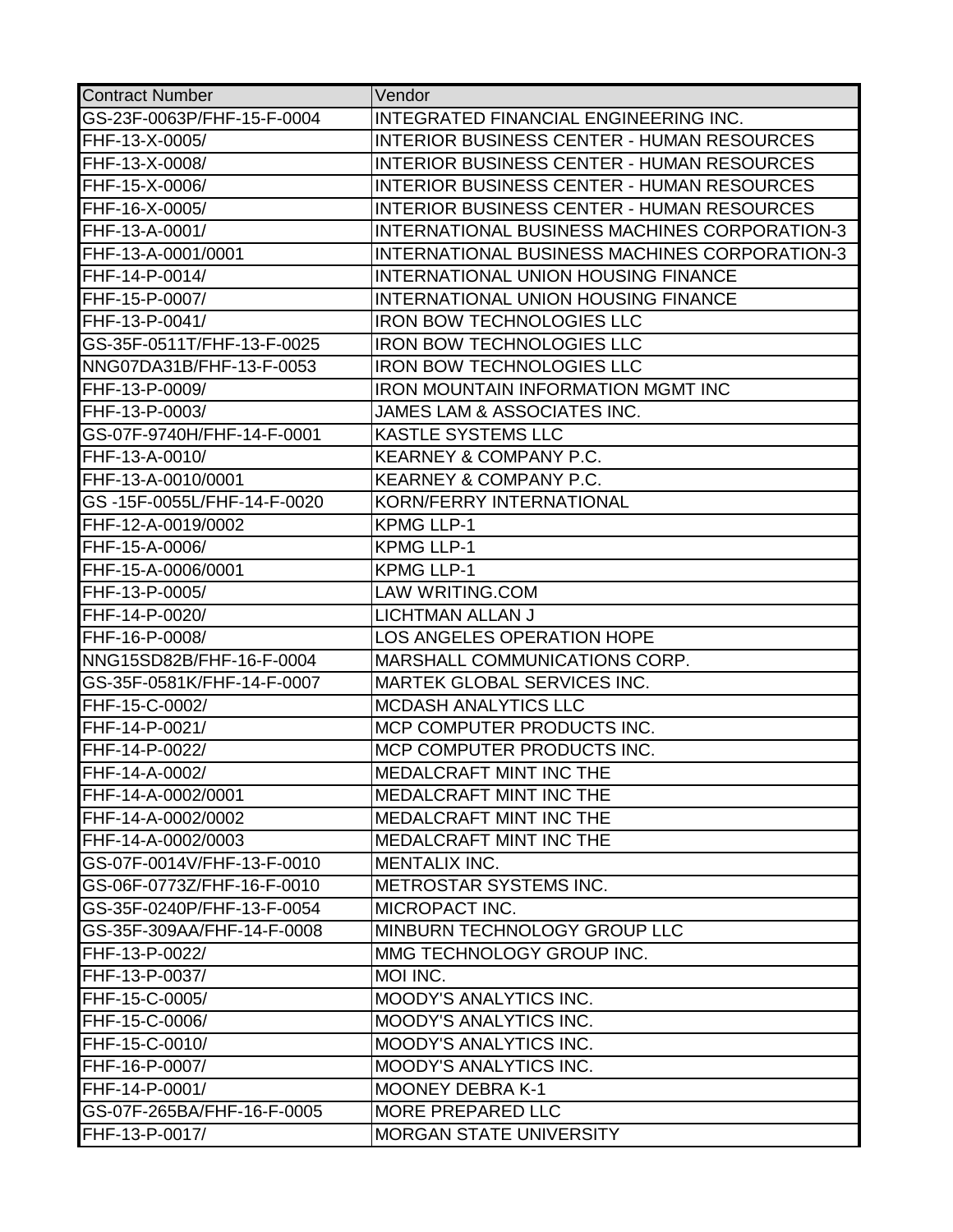| Contract Number | Vendor |
|---|---|
| GS-23F-0063P/FHF-15-F-0004 | INTEGRATED FINANCIAL ENGINEERING INC. |
| FHF-13-X-0005/ | INTERIOR BUSINESS CENTER - HUMAN RESOURCES |
| FHF-13-X-0008/ | INTERIOR BUSINESS CENTER - HUMAN RESOURCES |
| FHF-15-X-0006/ | INTERIOR BUSINESS CENTER - HUMAN RESOURCES |
| FHF-16-X-0005/ | INTERIOR BUSINESS CENTER - HUMAN RESOURCES |
| FHF-13-A-0001/ | INTERNATIONAL BUSINESS MACHINES CORPORATION-3 |
| FHF-13-A-0001/0001 | INTERNATIONAL BUSINESS MACHINES CORPORATION-3 |
| FHF-14-P-0014/ | INTERNATIONAL UNION HOUSING FINANCE |
| FHF-15-P-0007/ | INTERNATIONAL UNION HOUSING FINANCE |
| FHF-13-P-0041/ | IRON BOW TECHNOLOGIES LLC |
| GS-35F-0511T/FHF-13-F-0025 | IRON BOW TECHNOLOGIES LLC |
| NNG07DA31B/FHF-13-F-0053 | IRON BOW TECHNOLOGIES LLC |
| FHF-13-P-0009/ | IRON MOUNTAIN INFORMATION MGMT INC |
| FHF-13-P-0003/ | JAMES LAM & ASSOCIATES INC. |
| GS-07F-9740H/FHF-14-F-0001 | KASTLE SYSTEMS LLC |
| FHF-13-A-0010/ | KEARNEY & COMPANY P.C. |
| FHF-13-A-0010/0001 | KEARNEY & COMPANY P.C. |
| GS -15F-0055L/FHF-14-F-0020 | KORN/FERRY INTERNATIONAL |
| FHF-12-A-0019/0002 | KPMG LLP-1 |
| FHF-15-A-0006/ | KPMG LLP-1 |
| FHF-15-A-0006/0001 | KPMG LLP-1 |
| FHF-13-P-0005/ | LAW WRITING.COM |
| FHF-14-P-0020/ | LICHTMAN ALLAN J |
| FHF-16-P-0008/ | LOS ANGELES OPERATION HOPE |
| NNG15SD82B/FHF-16-F-0004 | MARSHALL COMMUNICATIONS CORP. |
| GS-35F-0581K/FHF-14-F-0007 | MARTEK GLOBAL SERVICES INC. |
| FHF-15-C-0002/ | MCDASH ANALYTICS LLC |
| FHF-14-P-0021/ | MCP COMPUTER PRODUCTS INC. |
| FHF-14-P-0022/ | MCP COMPUTER PRODUCTS INC. |
| FHF-14-A-0002/ | MEDALCRAFT MINT INC THE |
| FHF-14-A-0002/0001 | MEDALCRAFT MINT INC THE |
| FHF-14-A-0002/0002 | MEDALCRAFT MINT INC THE |
| FHF-14-A-0002/0003 | MEDALCRAFT MINT INC THE |
| GS-07F-0014V/FHF-13-F-0010 | MENTALIX INC. |
| GS-06F-0773Z/FHF-16-F-0010 | METROSTAR SYSTEMS INC. |
| GS-35F-0240P/FHF-13-F-0054 | MICROPACT INC. |
| GS-35F-309AA/FHF-14-F-0008 | MINBURN TECHNOLOGY GROUP LLC |
| FHF-13-P-0022/ | MMG TECHNOLOGY GROUP INC. |
| FHF-13-P-0037/ | MOI INC. |
| FHF-15-C-0005/ | MOODY'S ANALYTICS INC. |
| FHF-15-C-0006/ | MOODY'S ANALYTICS INC. |
| FHF-15-C-0010/ | MOODY'S ANALYTICS INC. |
| FHF-16-P-0007/ | MOODY'S ANALYTICS INC. |
| FHF-14-P-0001/ | MOONEY DEBRA K-1 |
| GS-07F-265BA/FHF-16-F-0005 | MORE PREPARED LLC |
| FHF-13-P-0017/ | MORGAN STATE UNIVERSITY |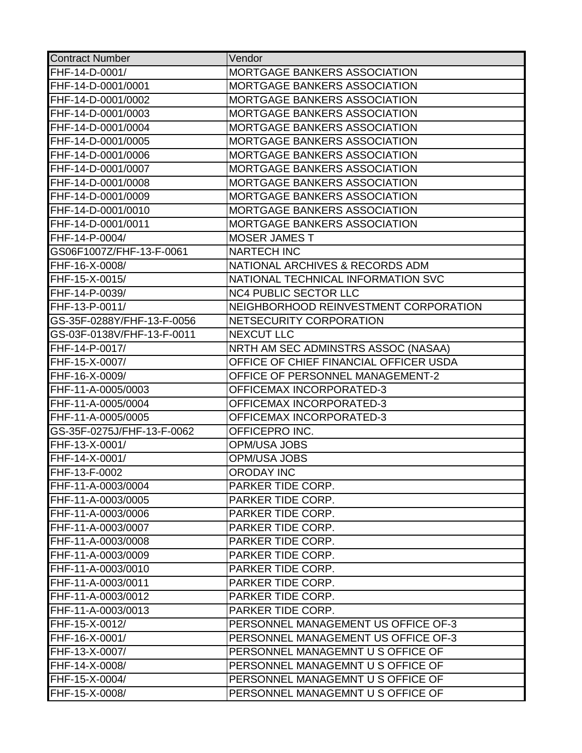| Contract Number | Vendor |
|---|---|
| FHF-14-D-0001/ | MORTGAGE BANKERS ASSOCIATION |
| FHF-14-D-0001/0001 | MORTGAGE BANKERS ASSOCIATION |
| FHF-14-D-0001/0002 | MORTGAGE BANKERS ASSOCIATION |
| FHF-14-D-0001/0003 | MORTGAGE BANKERS ASSOCIATION |
| FHF-14-D-0001/0004 | MORTGAGE BANKERS ASSOCIATION |
| FHF-14-D-0001/0005 | MORTGAGE BANKERS ASSOCIATION |
| FHF-14-D-0001/0006 | MORTGAGE BANKERS ASSOCIATION |
| FHF-14-D-0001/0007 | MORTGAGE BANKERS ASSOCIATION |
| FHF-14-D-0001/0008 | MORTGAGE BANKERS ASSOCIATION |
| FHF-14-D-0001/0009 | MORTGAGE BANKERS ASSOCIATION |
| FHF-14-D-0001/0010 | MORTGAGE BANKERS ASSOCIATION |
| FHF-14-D-0001/0011 | MORTGAGE BANKERS ASSOCIATION |
| FHF-14-P-0004/ | MOSER JAMES T |
| GS06F1007Z/FHF-13-F-0061 | NARTECH INC |
| FHF-16-X-0008/ | NATIONAL ARCHIVES & RECORDS ADM |
| FHF-15-X-0015/ | NATIONAL TECHNICAL INFORMATION SVC |
| FHF-14-P-0039/ | NC4 PUBLIC SECTOR LLC |
| FHF-13-P-0011/ | NEIGHBORHOOD REINVESTMENT CORPORATION |
| GS-35F-0288Y/FHF-13-F-0056 | NETSECURITY CORPORATION |
| GS-03F-0138V/FHF-13-F-0011 | NEXCUT LLC |
| FHF-14-P-0017/ | NRTH AM SEC ADMINSTRS ASSOC (NASAA) |
| FHF-15-X-0007/ | OFFICE OF CHIEF FINANCIAL OFFICER USDA |
| FHF-16-X-0009/ | OFFICE OF PERSONNEL MANAGEMENT-2 |
| FHF-11-A-0005/0003 | OFFICEMAX INCORPORATED-3 |
| FHF-11-A-0005/0004 | OFFICEMAX INCORPORATED-3 |
| FHF-11-A-0005/0005 | OFFICEMAX INCORPORATED-3 |
| GS-35F-0275J/FHF-13-F-0062 | OFFICEPRO INC. |
| FHF-13-X-0001/ | OPM/USA JOBS |
| FHF-14-X-0001/ | OPM/USA JOBS |
| FHF-13-F-0002 | ORODAY INC |
| FHF-11-A-0003/0004 | PARKER TIDE CORP. |
| FHF-11-A-0003/0005 | PARKER TIDE CORP. |
| FHF-11-A-0003/0006 | PARKER TIDE CORP. |
| FHF-11-A-0003/0007 | PARKER TIDE CORP. |
| FHF-11-A-0003/0008 | PARKER TIDE CORP. |
| FHF-11-A-0003/0009 | PARKER TIDE CORP. |
| FHF-11-A-0003/0010 | PARKER TIDE CORP. |
| FHF-11-A-0003/0011 | PARKER TIDE CORP. |
| FHF-11-A-0003/0012 | PARKER TIDE CORP. |
| FHF-11-A-0003/0013 | PARKER TIDE CORP. |
| FHF-15-X-0012/ | PERSONNEL MANAGEMENT US OFFICE OF-3 |
| FHF-16-X-0001/ | PERSONNEL MANAGEMENT US OFFICE OF-3 |
| FHF-13-X-0007/ | PERSONNEL MANAGEMNT U S OFFICE OF |
| FHF-14-X-0008/ | PERSONNEL MANAGEMNT U S OFFICE OF |
| FHF-15-X-0004/ | PERSONNEL MANAGEMNT U S OFFICE OF |
| FHF-15-X-0008/ | PERSONNEL MANAGEMNT U S OFFICE OF |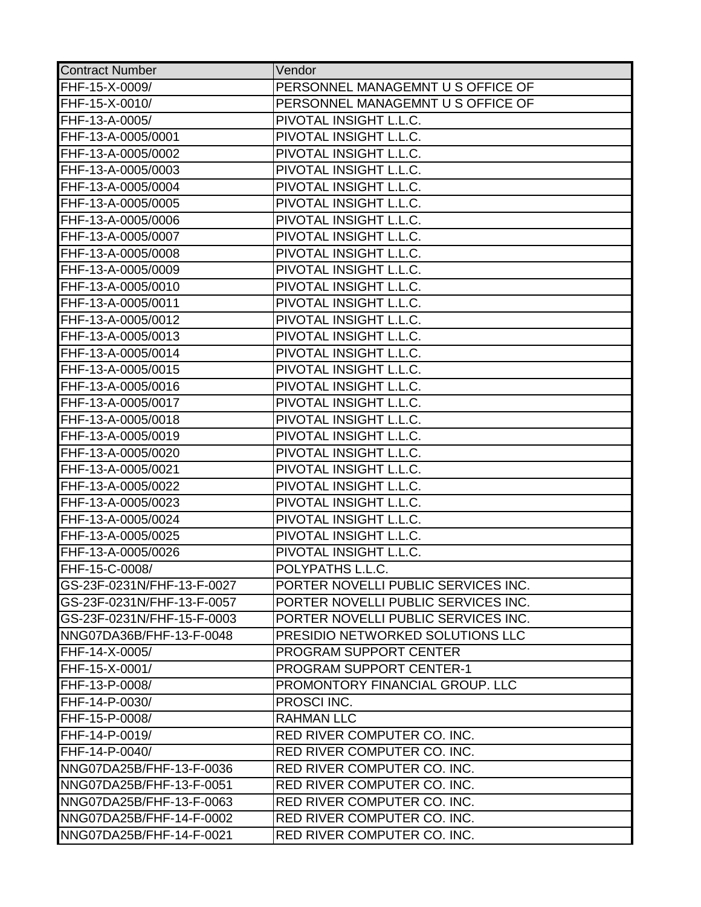| Contract Number | Vendor |
| --- | --- |
| FHF-15-X-0009/ | PERSONNEL MANAGEMNT U S OFFICE OF |
| FHF-15-X-0010/ | PERSONNEL MANAGEMNT U S OFFICE OF |
| FHF-13-A-0005/ | PIVOTAL INSIGHT L.L.C. |
| FHF-13-A-0005/0001 | PIVOTAL INSIGHT L.L.C. |
| FHF-13-A-0005/0002 | PIVOTAL INSIGHT L.L.C. |
| FHF-13-A-0005/0003 | PIVOTAL INSIGHT L.L.C. |
| FHF-13-A-0005/0004 | PIVOTAL INSIGHT L.L.C. |
| FHF-13-A-0005/0005 | PIVOTAL INSIGHT L.L.C. |
| FHF-13-A-0005/0006 | PIVOTAL INSIGHT L.L.C. |
| FHF-13-A-0005/0007 | PIVOTAL INSIGHT L.L.C. |
| FHF-13-A-0005/0008 | PIVOTAL INSIGHT L.L.C. |
| FHF-13-A-0005/0009 | PIVOTAL INSIGHT L.L.C. |
| FHF-13-A-0005/0010 | PIVOTAL INSIGHT L.L.C. |
| FHF-13-A-0005/0011 | PIVOTAL INSIGHT L.L.C. |
| FHF-13-A-0005/0012 | PIVOTAL INSIGHT L.L.C. |
| FHF-13-A-0005/0013 | PIVOTAL INSIGHT L.L.C. |
| FHF-13-A-0005/0014 | PIVOTAL INSIGHT L.L.C. |
| FHF-13-A-0005/0015 | PIVOTAL INSIGHT L.L.C. |
| FHF-13-A-0005/0016 | PIVOTAL INSIGHT L.L.C. |
| FHF-13-A-0005/0017 | PIVOTAL INSIGHT L.L.C. |
| FHF-13-A-0005/0018 | PIVOTAL INSIGHT L.L.C. |
| FHF-13-A-0005/0019 | PIVOTAL INSIGHT L.L.C. |
| FHF-13-A-0005/0020 | PIVOTAL INSIGHT L.L.C. |
| FHF-13-A-0005/0021 | PIVOTAL INSIGHT L.L.C. |
| FHF-13-A-0005/0022 | PIVOTAL INSIGHT L.L.C. |
| FHF-13-A-0005/0023 | PIVOTAL INSIGHT L.L.C. |
| FHF-13-A-0005/0024 | PIVOTAL INSIGHT L.L.C. |
| FHF-13-A-0005/0025 | PIVOTAL INSIGHT L.L.C. |
| FHF-13-A-0005/0026 | PIVOTAL INSIGHT L.L.C. |
| FHF-15-C-0008/ | POLYPATHS L.L.C. |
| GS-23F-0231N/FHF-13-F-0027 | PORTER NOVELLI PUBLIC SERVICES INC. |
| GS-23F-0231N/FHF-13-F-0057 | PORTER NOVELLI PUBLIC SERVICES INC. |
| GS-23F-0231N/FHF-15-F-0003 | PORTER NOVELLI PUBLIC SERVICES INC. |
| NNG07DA36B/FHF-13-F-0048 | PRESIDIO NETWORKED SOLUTIONS LLC |
| FHF-14-X-0005/ | PROGRAM SUPPORT CENTER |
| FHF-15-X-0001/ | PROGRAM SUPPORT CENTER-1 |
| FHF-13-P-0008/ | PROMONTORY FINANCIAL GROUP. LLC |
| FHF-14-P-0030/ | PROSCI INC. |
| FHF-15-P-0008/ | RAHMAN LLC |
| FHF-14-P-0019/ | RED RIVER COMPUTER CO. INC. |
| FHF-14-P-0040/ | RED RIVER COMPUTER CO. INC. |
| NNG07DA25B/FHF-13-F-0036 | RED RIVER COMPUTER CO. INC. |
| NNG07DA25B/FHF-13-F-0051 | RED RIVER COMPUTER CO. INC. |
| NNG07DA25B/FHF-13-F-0063 | RED RIVER COMPUTER CO. INC. |
| NNG07DA25B/FHF-14-F-0002 | RED RIVER COMPUTER CO. INC. |
| NNG07DA25B/FHF-14-F-0021 | RED RIVER COMPUTER CO. INC. |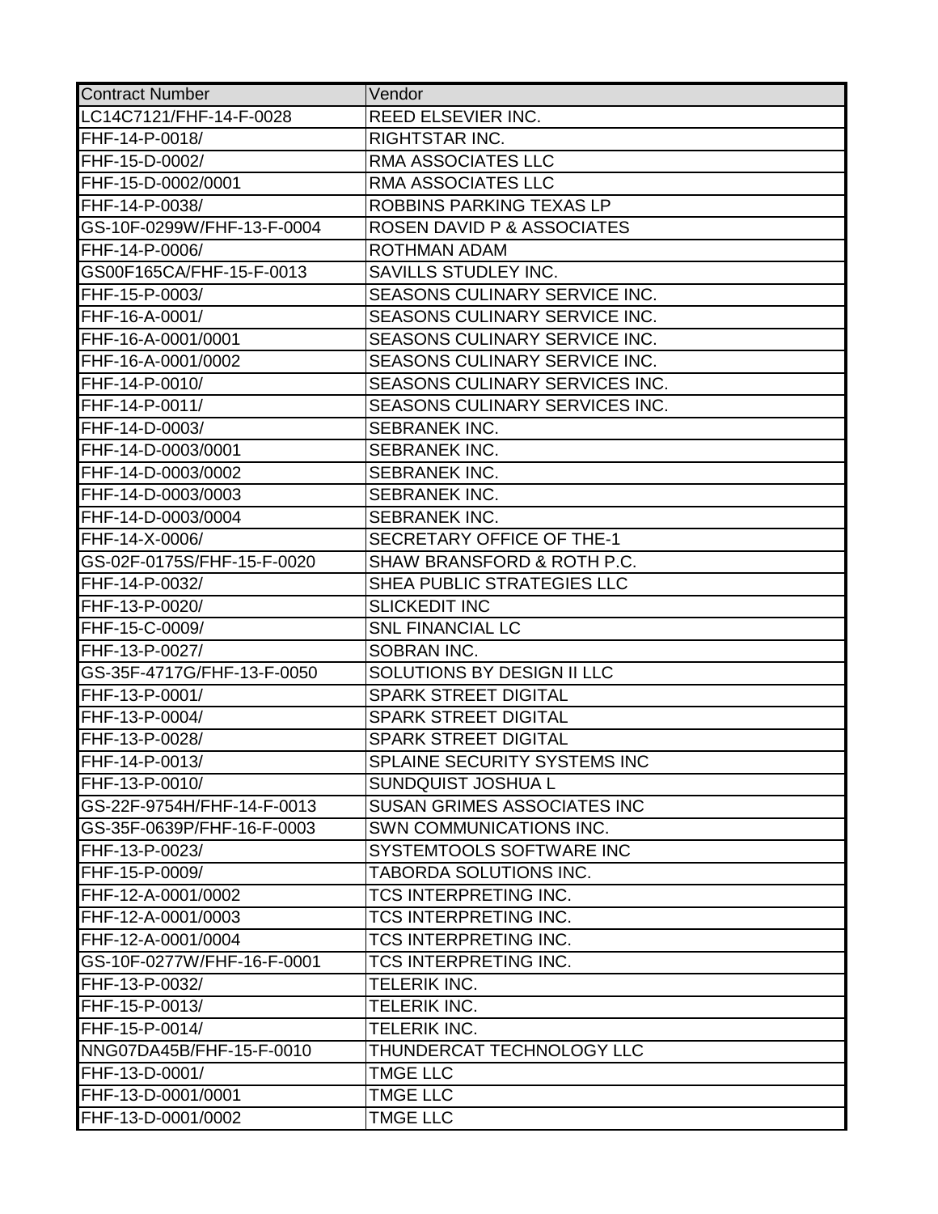| Contract Number | Vendor |
|---|---|
| LC14C7121/FHF-14-F-0028 | REED ELSEVIER INC. |
| FHF-14-P-0018/ | RIGHTSTAR INC. |
| FHF-15-D-0002/ | RMA ASSOCIATES LLC |
| FHF-15-D-0002/0001 | RMA ASSOCIATES LLC |
| FHF-14-P-0038/ | ROBBINS PARKING TEXAS LP |
| GS-10F-0299W/FHF-13-F-0004 | ROSEN DAVID P & ASSOCIATES |
| FHF-14-P-0006/ | ROTHMAN ADAM |
| GS00F165CA/FHF-15-F-0013 | SAVILLS STUDLEY INC. |
| FHF-15-P-0003/ | SEASONS CULINARY SERVICE INC. |
| FHF-16-A-0001/ | SEASONS CULINARY SERVICE INC. |
| FHF-16-A-0001/0001 | SEASONS CULINARY SERVICE INC. |
| FHF-16-A-0001/0002 | SEASONS CULINARY SERVICE INC. |
| FHF-14-P-0010/ | SEASONS CULINARY SERVICES INC. |
| FHF-14-P-0011/ | SEASONS CULINARY SERVICES INC. |
| FHF-14-D-0003/ | SEBRANEK INC. |
| FHF-14-D-0003/0001 | SEBRANEK INC. |
| FHF-14-D-0003/0002 | SEBRANEK INC. |
| FHF-14-D-0003/0003 | SEBRANEK INC. |
| FHF-14-D-0003/0004 | SEBRANEK INC. |
| FHF-14-X-0006/ | SECRETARY OFFICE OF THE-1 |
| GS-02F-0175S/FHF-15-F-0020 | SHAW BRANSFORD & ROTH P.C. |
| FHF-14-P-0032/ | SHEA PUBLIC STRATEGIES LLC |
| FHF-13-P-0020/ | SLICKEDIT INC |
| FHF-15-C-0009/ | SNL FINANCIAL LC |
| FHF-13-P-0027/ | SOBRAN INC. |
| GS-35F-4717G/FHF-13-F-0050 | SOLUTIONS BY DESIGN II LLC |
| FHF-13-P-0001/ | SPARK STREET DIGITAL |
| FHF-13-P-0004/ | SPARK STREET DIGITAL |
| FHF-13-P-0028/ | SPARK STREET DIGITAL |
| FHF-14-P-0013/ | SPLAINE SECURITY SYSTEMS INC |
| FHF-13-P-0010/ | SUNDQUIST JOSHUA L |
| GS-22F-9754H/FHF-14-F-0013 | SUSAN GRIMES ASSOCIATES INC |
| GS-35F-0639P/FHF-16-F-0003 | SWN COMMUNICATIONS INC. |
| FHF-13-P-0023/ | SYSTEMTOOLS SOFTWARE INC |
| FHF-15-P-0009/ | TABORDA SOLUTIONS INC. |
| FHF-12-A-0001/0002 | TCS INTERPRETING INC. |
| FHF-12-A-0001/0003 | TCS INTERPRETING INC. |
| FHF-12-A-0001/0004 | TCS INTERPRETING INC. |
| GS-10F-0277W/FHF-16-F-0001 | TCS INTERPRETING INC. |
| FHF-13-P-0032/ | TELERIK INC. |
| FHF-15-P-0013/ | TELERIK INC. |
| FHF-15-P-0014/ | TELERIK INC. |
| NNG07DA45B/FHF-15-F-0010 | THUNDERCAT TECHNOLOGY LLC |
| FHF-13-D-0001/ | TMGE LLC |
| FHF-13-D-0001/0001 | TMGE LLC |
| FHF-13-D-0001/0002 | TMGE LLC |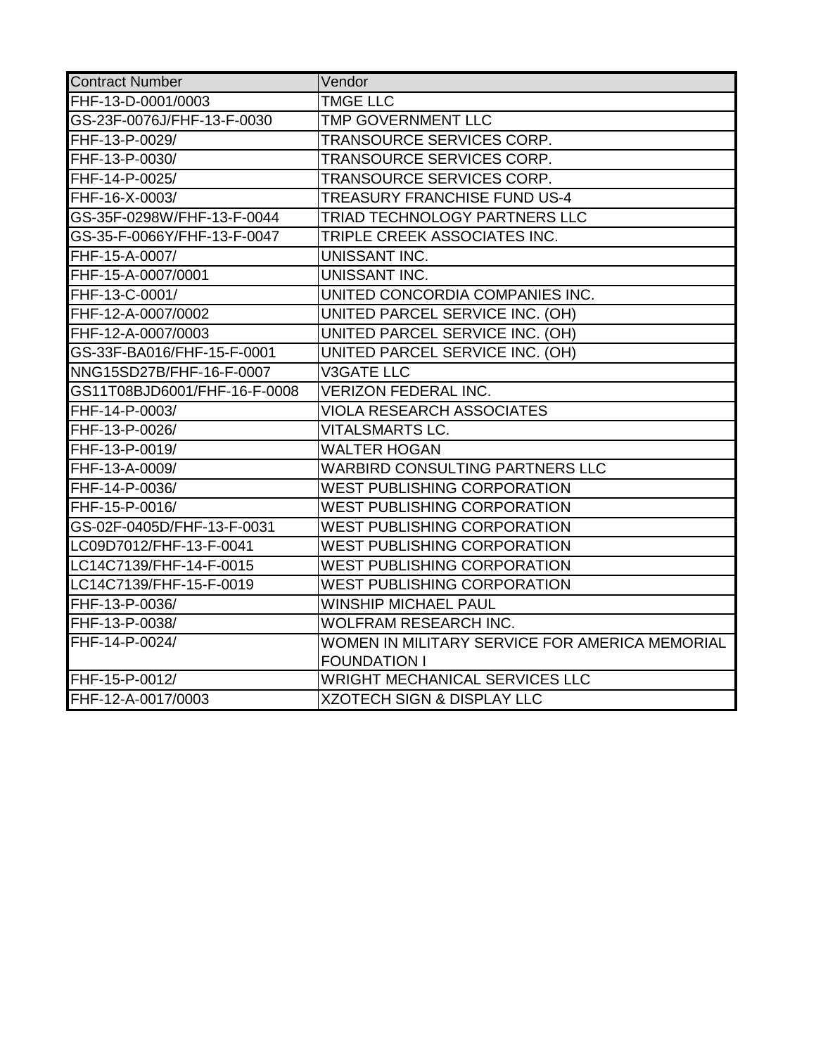| Contract Number | Vendor |
| --- | --- |
| FHF-13-D-0001/0003 | TMGE LLC |
| GS-23F-0076J/FHF-13-F-0030 | TMP GOVERNMENT LLC |
| FHF-13-P-0029/ | TRANSOURCE SERVICES CORP. |
| FHF-13-P-0030/ | TRANSOURCE SERVICES CORP. |
| FHF-14-P-0025/ | TRANSOURCE SERVICES CORP. |
| FHF-16-X-0003/ | TREASURY FRANCHISE FUND US-4 |
| GS-35F-0298W/FHF-13-F-0044 | TRIAD TECHNOLOGY PARTNERS LLC |
| GS-35-F-0066Y/FHF-13-F-0047 | TRIPLE CREEK ASSOCIATES INC. |
| FHF-15-A-0007/ | UNISSANT INC. |
| FHF-15-A-0007/0001 | UNISSANT INC. |
| FHF-13-C-0001/ | UNITED CONCORDIA COMPANIES INC. |
| FHF-12-A-0007/0002 | UNITED PARCEL SERVICE INC. (OH) |
| FHF-12-A-0007/0003 | UNITED PARCEL SERVICE INC. (OH) |
| GS-33F-BA016/FHF-15-F-0001 | UNITED PARCEL SERVICE INC. (OH) |
| NNG15SD27B/FHF-16-F-0007 | V3GATE LLC |
| GS11T08BJD6001/FHF-16-F-0008 | VERIZON FEDERAL INC. |
| FHF-14-P-0003/ | VIOLA RESEARCH ASSOCIATES |
| FHF-13-P-0026/ | VITALSMARTS LC. |
| FHF-13-P-0019/ | WALTER HOGAN |
| FHF-13-A-0009/ | WARBIRD CONSULTING PARTNERS LLC |
| FHF-14-P-0036/ | WEST PUBLISHING CORPORATION |
| FHF-15-P-0016/ | WEST PUBLISHING CORPORATION |
| GS-02F-0405D/FHF-13-F-0031 | WEST PUBLISHING CORPORATION |
| LC09D7012/FHF-13-F-0041 | WEST PUBLISHING CORPORATION |
| LC14C7139/FHF-14-F-0015 | WEST PUBLISHING CORPORATION |
| LC14C7139/FHF-15-F-0019 | WEST PUBLISHING CORPORATION |
| FHF-13-P-0036/ | WINSHIP MICHAEL PAUL |
| FHF-13-P-0038/ | WOLFRAM RESEARCH INC. |
| FHF-14-P-0024/ | WOMEN IN MILITARY SERVICE FOR AMERICA MEMORIAL FOUNDATION I |
| FHF-15-P-0012/ | WRIGHT MECHANICAL SERVICES LLC |
| FHF-12-A-0017/0003 | XZOTECH SIGN & DISPLAY LLC |